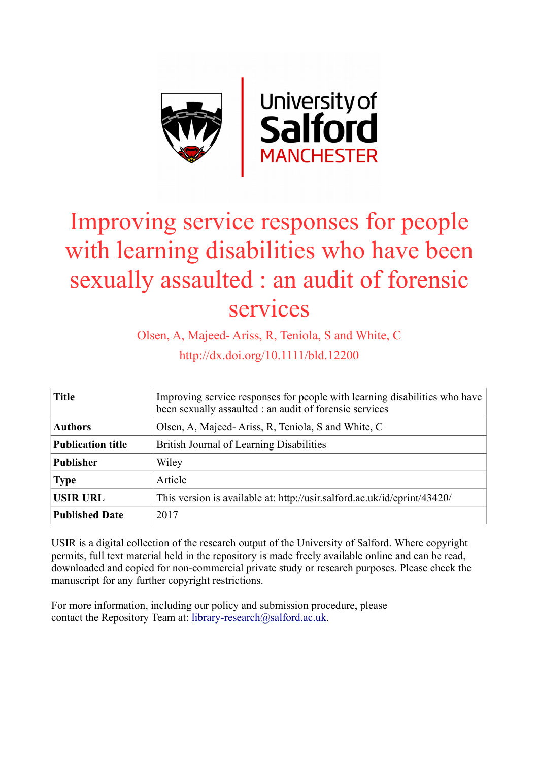# Improving service responses for people with learning disabilities who have been sexually assaulted : an audit of forensic services

Olsen, A, Majeed- Ariss, R, Teniola, S and White, C

http://dx.doi.org/10.1111/bld.12200

| **Title** | Improving service responses for people with learning disabilities who have been sexually assaulted : an audit of forensic services |
|---|---|
| **Authors** | Olsen, A, Majeed- Ariss, R, Teniola, S and White, C |
| **Publication title** | British Journal of Learning Disabilities |
| **Publisher** | Wiley |
| **Type** | Article |
| **USIR URL** | This version is available at: http://usir.salford.ac.uk/id/eprint/43420/ |
| **Published Date** | 2017 |

USIR is a digital collection of the research output of the University of Salford. Where copyright permits, full text material held in the repository is made freely available online and can be read, downloaded and copied for non-commercial private study or research purposes. Please check the manuscript for any further copyright restrictions.

For more information, including our policy and submission procedure, please contact the Repository Team at: library-research@salford.ac.uk.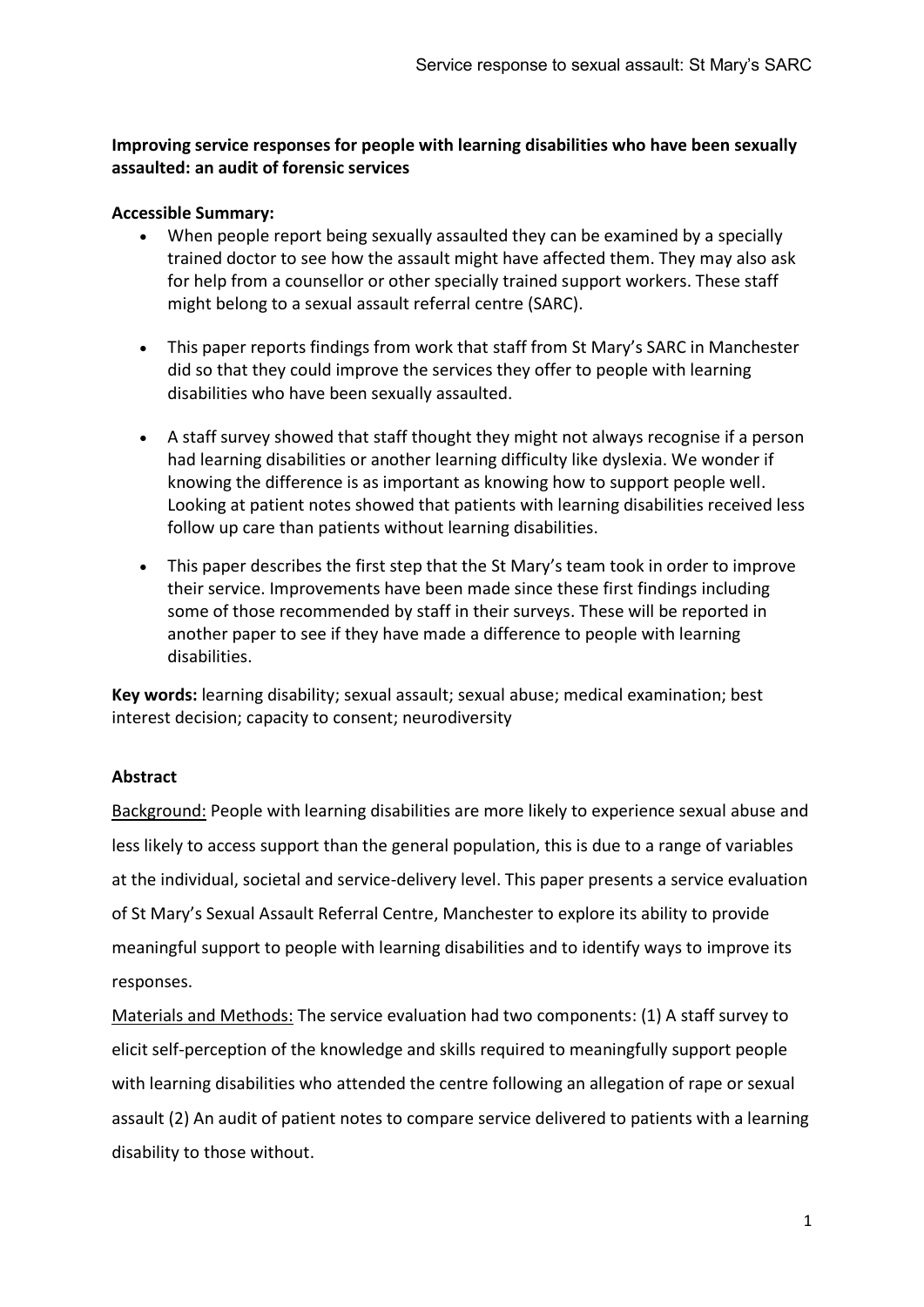**Improving service responses for people with learning disabilities who have been sexually assaulted: an audit of forensic services**

**Accessible Summary:**

- When people report being sexually assaulted they can be examined by a specially trained doctor to see how the assault might have affected them. They may also ask for help from a counsellor or other specially trained support workers. These staff might belong to a sexual assault referral centre (SARC).
- This paper reports findings from work that staff from St Mary's SARC in Manchester did so that they could improve the services they offer to people with learning disabilities who have been sexually assaulted.
- A staff survey showed that staff thought they might not always recognise if a person had learning disabilities or another learning difficulty like dyslexia. We wonder if knowing the difference is as important as knowing how to support people well. Looking at patient notes showed that patients with learning disabilities received less follow up care than patients without learning disabilities.
- This paper describes the first step that the St Mary's team took in order to improve their service. Improvements have been made since these first findings including some of those recommended by staff in their surveys. These will be reported in another paper to see if they have made a difference to people with learning disabilities.

**Key words:** learning disability; sexual assault; sexual abuse; medical examination; best interest decision; capacity to consent; neurodiversity

**Abstract**

Background: People with learning disabilities are more likely to experience sexual abuse and less likely to access support than the general population, this is due to a range of variables at the individual, societal and service-delivery level. This paper presents a service evaluation of St Mary's Sexual Assault Referral Centre, Manchester to explore its ability to provide meaningful support to people with learning disabilities and to identify ways to improve its responses.

Materials and Methods: The service evaluation had two components: (1) A staff survey to elicit self-perception of the knowledge and skills required to meaningfully support people with learning disabilities who attended the centre following an allegation of rape or sexual assault (2) An audit of patient notes to compare service delivered to patients with a learning disability to those without.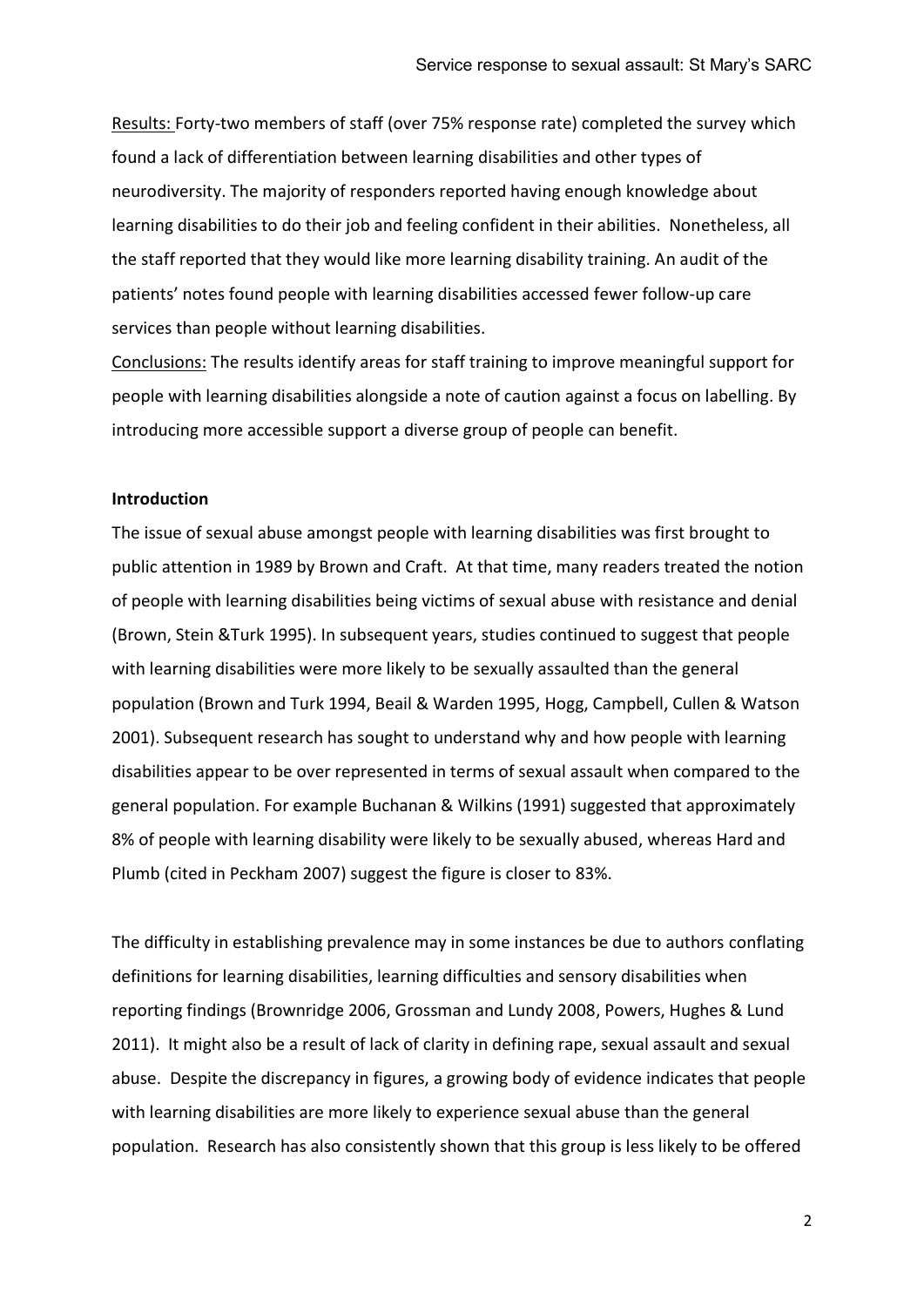Results: Forty-two members of staff (over 75% response rate) completed the survey which found a lack of differentiation between learning disabilities and other types of neurodiversity. The majority of responders reported having enough knowledge about learning disabilities to do their job and feeling confident in their abilities. Nonetheless, all the staff reported that they would like more learning disability training. An audit of the patients' notes found people with learning disabilities accessed fewer follow-up care services than people without learning disabilities.

Conclusions: The results identify areas for staff training to improve meaningful support for people with learning disabilities alongside a note of caution against a focus on labelling. By introducing more accessible support a diverse group of people can benefit.

**Introduction**

The issue of sexual abuse amongst people with learning disabilities was first brought to public attention in 1989 by Brown and Craft. At that time, many readers treated the notion of people with learning disabilities being victims of sexual abuse with resistance and denial (Brown, Stein &Turk 1995). In subsequent years, studies continued to suggest that people with learning disabilities were more likely to be sexually assaulted than the general population (Brown and Turk 1994, Beail & Warden 1995, Hogg, Campbell, Cullen & Watson 2001). Subsequent research has sought to understand why and how people with learning disabilities appear to be over represented in terms of sexual assault when compared to the general population. For example Buchanan & Wilkins (1991) suggested that approximately 8% of people with learning disability were likely to be sexually abused, whereas Hard and Plumb (cited in Peckham 2007) suggest the figure is closer to 83%.

The difficulty in establishing prevalence may in some instances be due to authors conflating definitions for learning disabilities, learning difficulties and sensory disabilities when reporting findings (Brownridge 2006, Grossman and Lundy 2008, Powers, Hughes & Lund 2011). It might also be a result of lack of clarity in defining rape, sexual assault and sexual abuse. Despite the discrepancy in figures, a growing body of evidence indicates that people with learning disabilities are more likely to experience sexual abuse than the general population. Research has also consistently shown that this group is less likely to be offered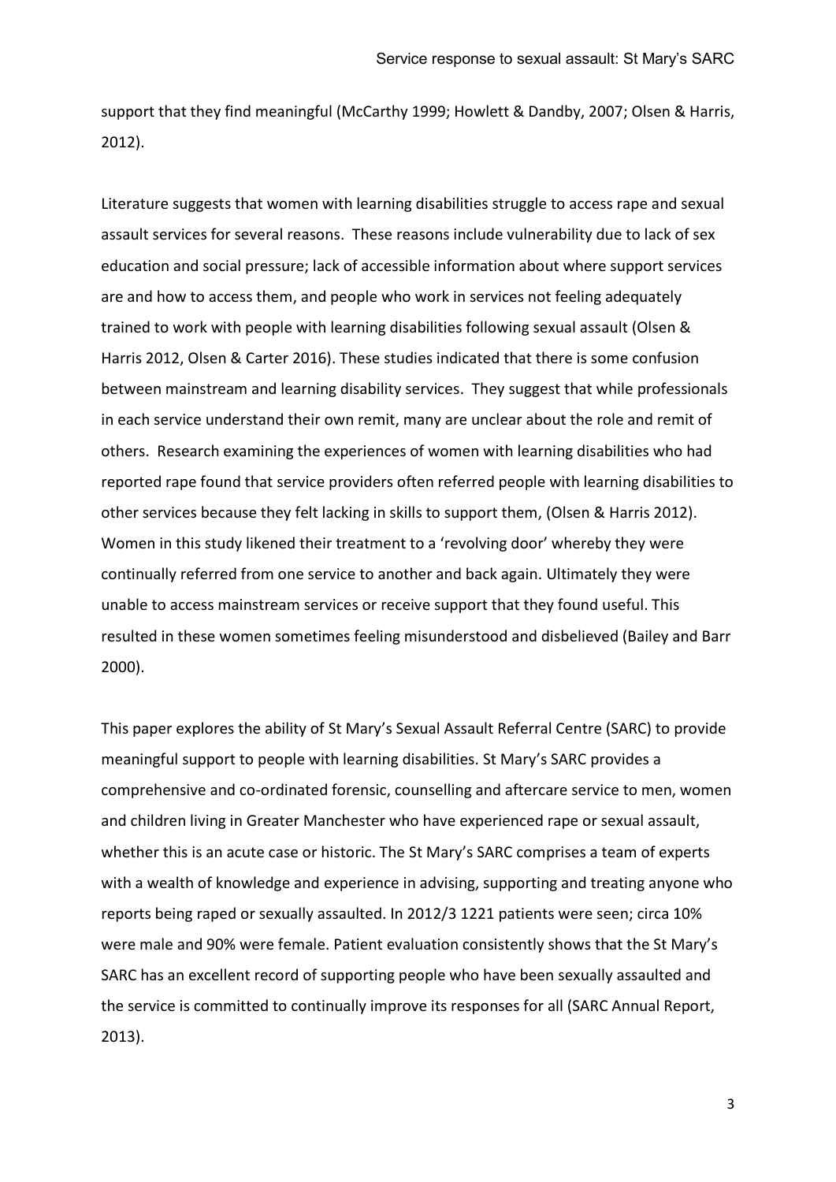support that they find meaningful (McCarthy 1999; Howlett & Dandby, 2007; Olsen & Harris, 2012).

Literature suggests that women with learning disabilities struggle to access rape and sexual assault services for several reasons. These reasons include vulnerability due to lack of sex education and social pressure; lack of accessible information about where support services are and how to access them, and people who work in services not feeling adequately trained to work with people with learning disabilities following sexual assault (Olsen & Harris 2012, Olsen & Carter 2016). These studies indicated that there is some confusion between mainstream and learning disability services. They suggest that while professionals in each service understand their own remit, many are unclear about the role and remit of others. Research examining the experiences of women with learning disabilities who had reported rape found that service providers often referred people with learning disabilities to other services because they felt lacking in skills to support them, (Olsen & Harris 2012). Women in this study likened their treatment to a 'revolving door' whereby they were continually referred from one service to another and back again. Ultimately they were unable to access mainstream services or receive support that they found useful. This resulted in these women sometimes feeling misunderstood and disbelieved (Bailey and Barr 2000).

This paper explores the ability of St Mary's Sexual Assault Referral Centre (SARC) to provide meaningful support to people with learning disabilities. St Mary's SARC provides a comprehensive and co-ordinated forensic, counselling and aftercare service to men, women and children living in Greater Manchester who have experienced rape or sexual assault, whether this is an acute case or historic. The St Mary's SARC comprises a team of experts with a wealth of knowledge and experience in advising, supporting and treating anyone who reports being raped or sexually assaulted. In 2012/3 1221 patients were seen; circa 10% were male and 90% were female. Patient evaluation consistently shows that the St Mary's SARC has an excellent record of supporting people who have been sexually assaulted and the service is committed to continually improve its responses for all (SARC Annual Report, 2013).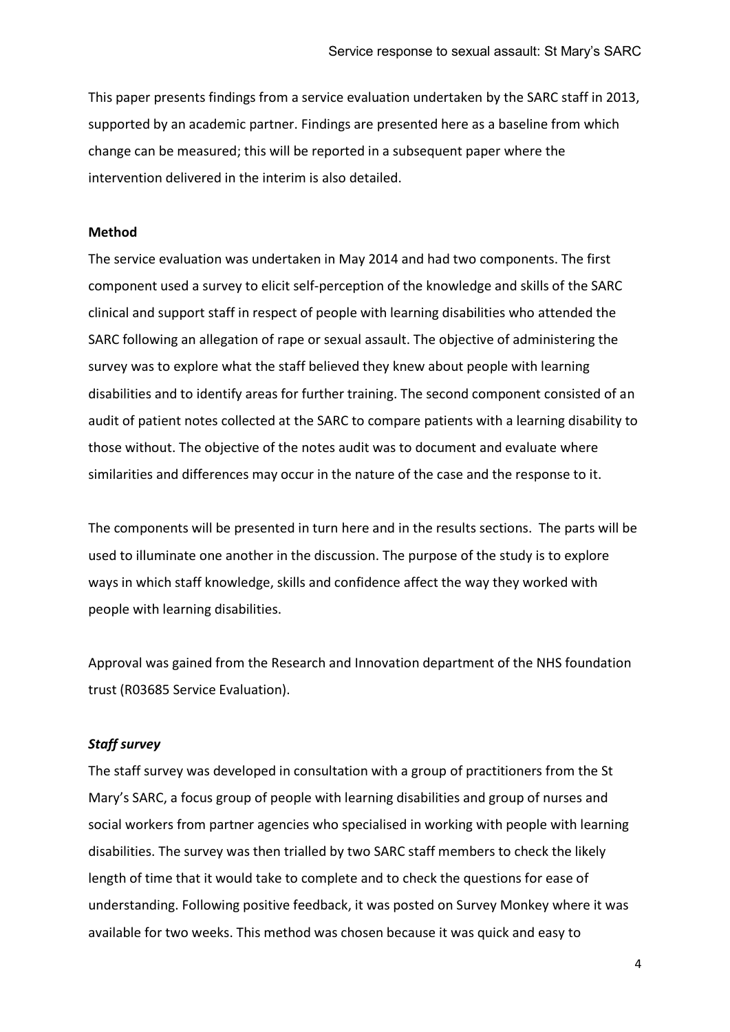This paper presents findings from a service evaluation undertaken by the SARC staff in 2013, supported by an academic partner. Findings are presented here as a baseline from which change can be measured; this will be reported in a subsequent paper where the intervention delivered in the interim is also detailed.

**Method**

The service evaluation was undertaken in May 2014 and had two components. The first component used a survey to elicit self-perception of the knowledge and skills of the SARC clinical and support staff in respect of people with learning disabilities who attended the SARC following an allegation of rape or sexual assault. The objective of administering the survey was to explore what the staff believed they knew about people with learning disabilities and to identify areas for further training. The second component consisted of an audit of patient notes collected at the SARC to compare patients with a learning disability to those without. The objective of the notes audit was to document and evaluate where similarities and differences may occur in the nature of the case and the response to it.

The components will be presented in turn here and in the results sections. The parts will be used to illuminate one another in the discussion. The purpose of the study is to explore ways in which staff knowledge, skills and confidence affect the way they worked with people with learning disabilities.

Approval was gained from the Research and Innovation department of the NHS foundation trust (R03685 Service Evaluation).

***Staff survey***

The staff survey was developed in consultation with a group of practitioners from the St Mary's SARC, a focus group of people with learning disabilities and group of nurses and social workers from partner agencies who specialised in working with people with learning disabilities. The survey was then trialled by two SARC staff members to check the likely length of time that it would take to complete and to check the questions for ease of understanding. Following positive feedback, it was posted on Survey Monkey where it was available for two weeks. This method was chosen because it was quick and easy to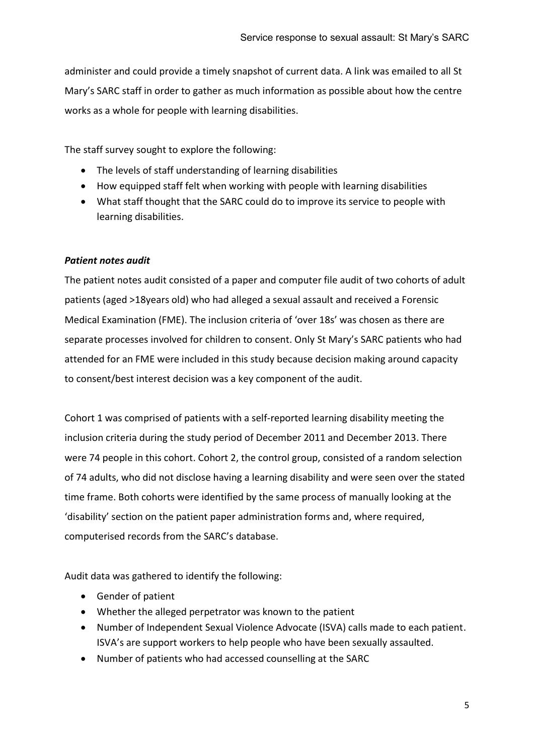administer and could provide a timely snapshot of current data. A link was emailed to all St Mary's SARC staff in order to gather as much information as possible about how the centre works as a whole for people with learning disabilities.

The staff survey sought to explore the following:

- The levels of staff understanding of learning disabilities
- How equipped staff felt when working with people with learning disabilities
- What staff thought that the SARC could do to improve its service to people with learning disabilities.

***Patient notes audit***

The patient notes audit consisted of a paper and computer file audit of two cohorts of adult patients (aged >18years old) who had alleged a sexual assault and received a Forensic Medical Examination (FME). The inclusion criteria of 'over 18s' was chosen as there are separate processes involved for children to consent. Only St Mary's SARC patients who had attended for an FME were included in this study because decision making around capacity to consent/best interest decision was a key component of the audit.

Cohort 1 was comprised of patients with a self-reported learning disability meeting the inclusion criteria during the study period of December 2011 and December 2013. There were 74 people in this cohort. Cohort 2, the control group, consisted of a random selection of 74 adults, who did not disclose having a learning disability and were seen over the stated time frame. Both cohorts were identified by the same process of manually looking at the 'disability' section on the patient paper administration forms and, where required, computerised records from the SARC's database.

Audit data was gathered to identify the following:

- Gender of patient
- Whether the alleged perpetrator was known to the patient
- Number of Independent Sexual Violence Advocate (ISVA) calls made to each patient. ISVA's are support workers to help people who have been sexually assaulted.
- Number of patients who had accessed counselling at the SARC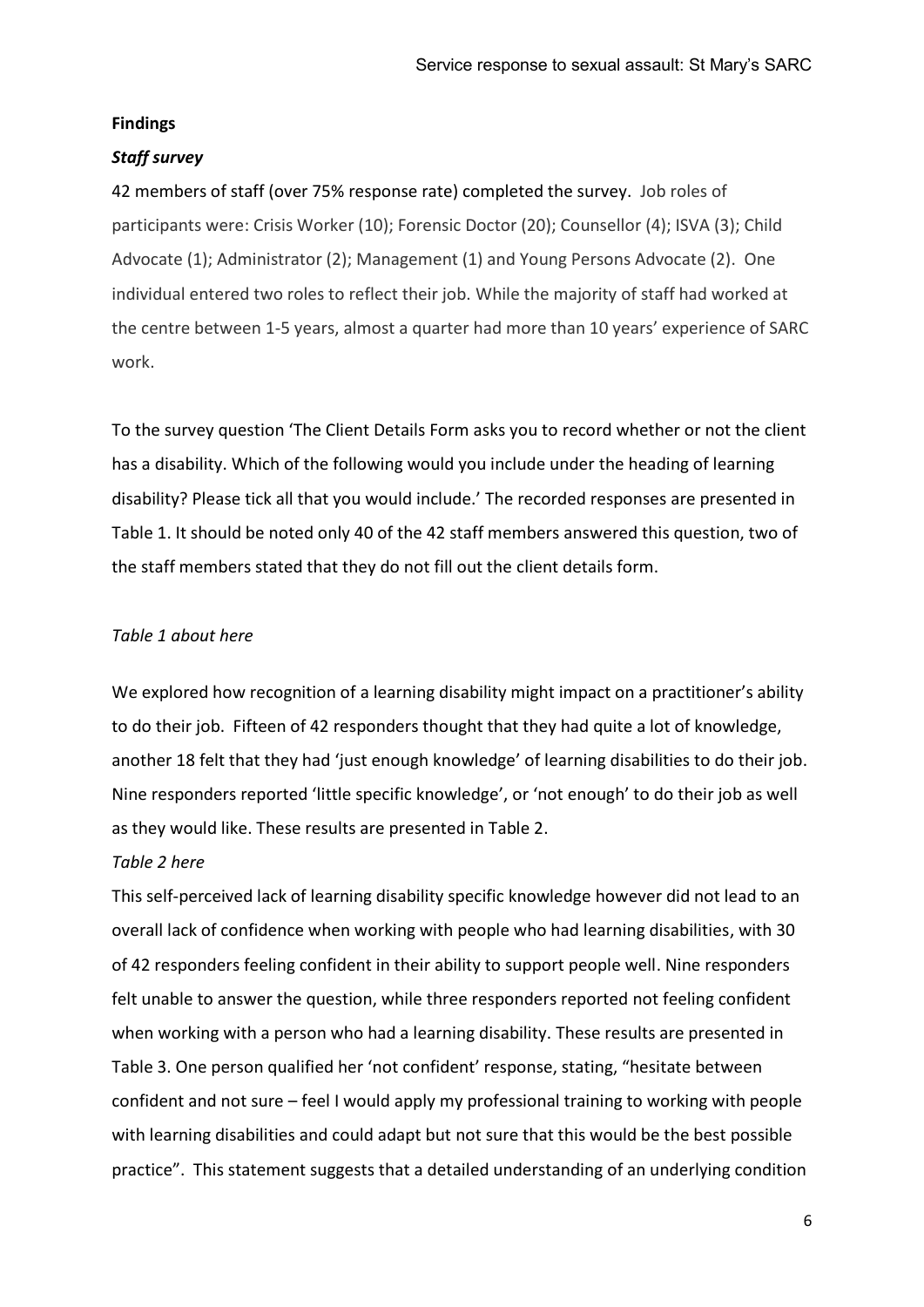**Findings**

***Staff survey***

42 members of staff (over 75% response rate) completed the survey. Job roles of participants were: Crisis Worker (10); Forensic Doctor (20); Counsellor (4); ISVA (3); Child Advocate (1); Administrator (2); Management (1) and Young Persons Advocate (2). One individual entered two roles to reflect their job. While the majority of staff had worked at the centre between 1-5 years, almost a quarter had more than 10 years' experience of SARC work.

To the survey question 'The Client Details Form asks you to record whether or not the client has a disability. Which of the following would you include under the heading of learning disability? Please tick all that you would include.' The recorded responses are presented in Table 1. It should be noted only 40 of the 42 staff members answered this question, two of the staff members stated that they do not fill out the client details form.

*Table 1 about here*

We explored how recognition of a learning disability might impact on a practitioner's ability to do their job. Fifteen of 42 responders thought that they had quite a lot of knowledge, another 18 felt that they had 'just enough knowledge' of learning disabilities to do their job. Nine responders reported 'little specific knowledge', or 'not enough' to do their job as well as they would like. These results are presented in Table 2.

*Table 2 here*

This self-perceived lack of learning disability specific knowledge however did not lead to an overall lack of confidence when working with people who had learning disabilities, with 30 of 42 responders feeling confident in their ability to support people well. Nine responders felt unable to answer the question, while three responders reported not feeling confident when working with a person who had a learning disability. These results are presented in Table 3. One person qualified her 'not confident' response, stating, "hesitate between confident and not sure – feel I would apply my professional training to working with people with learning disabilities and could adapt but not sure that this would be the best possible practice". This statement suggests that a detailed understanding of an underlying condition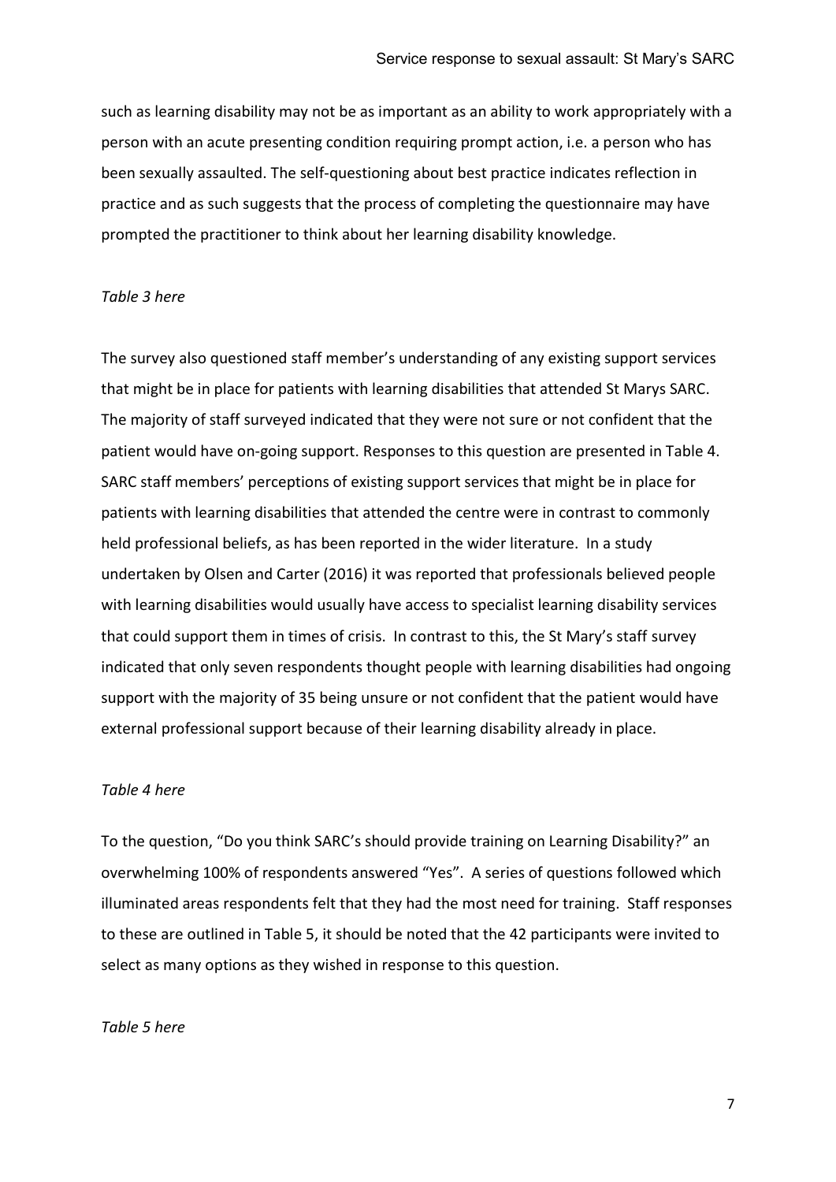such as learning disability may not be as important as an ability to work appropriately with a person with an acute presenting condition requiring prompt action, i.e. a person who has been sexually assaulted. The self-questioning about best practice indicates reflection in practice and as such suggests that the process of completing the questionnaire may have prompted the practitioner to think about her learning disability knowledge.

*Table 3 here*

The survey also questioned staff member's understanding of any existing support services that might be in place for patients with learning disabilities that attended St Marys SARC. The majority of staff surveyed indicated that they were not sure or not confident that the patient would have on-going support. Responses to this question are presented in Table 4. SARC staff members' perceptions of existing support services that might be in place for patients with learning disabilities that attended the centre were in contrast to commonly held professional beliefs, as has been reported in the wider literature. In a study undertaken by Olsen and Carter (2016) it was reported that professionals believed people with learning disabilities would usually have access to specialist learning disability services that could support them in times of crisis. In contrast to this, the St Mary's staff survey indicated that only seven respondents thought people with learning disabilities had ongoing support with the majority of 35 being unsure or not confident that the patient would have external professional support because of their learning disability already in place.

*Table 4 here*

To the question, "Do you think SARC's should provide training on Learning Disability?" an overwhelming 100% of respondents answered "Yes". A series of questions followed which illuminated areas respondents felt that they had the most need for training. Staff responses to these are outlined in Table 5, it should be noted that the 42 participants were invited to select as many options as they wished in response to this question.

*Table 5 here*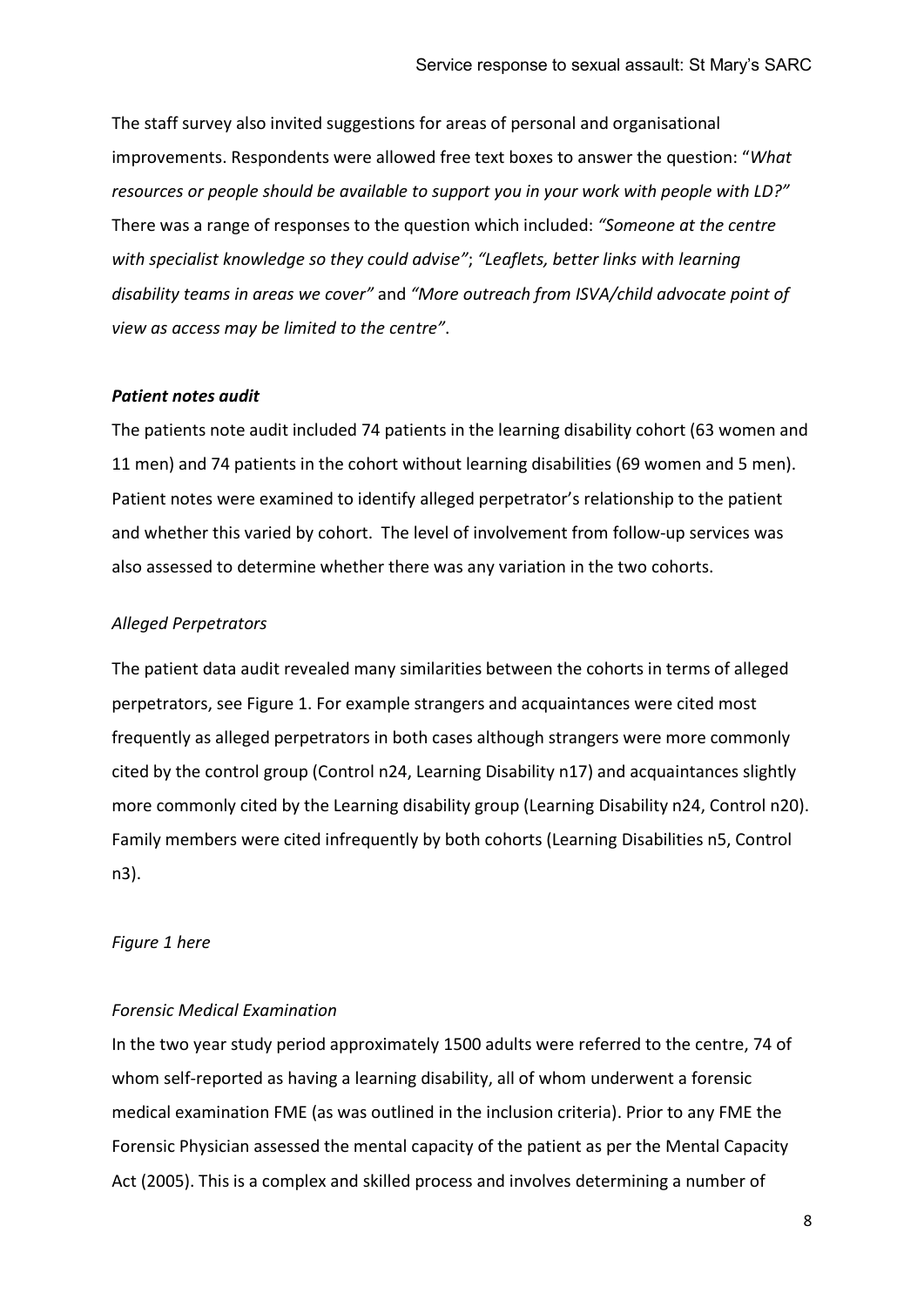The staff survey also invited suggestions for areas of personal and organisational improvements. Respondents were allowed free text boxes to answer the question: "*What resources or people should be available to support you in your work with people with LD?"* There was a range of responses to the question which included: *"Someone at the centre with specialist knowledge so they could advise"*; *"Leaflets, better links with learning disability teams in areas we cover"* and *"More outreach from ISVA/child advocate point of view as access may be limited to the centre"*.

### ***Patient notes audit***

The patients note audit included 74 patients in the learning disability cohort (63 women and 11 men) and 74 patients in the cohort without learning disabilities (69 women and 5 men). Patient notes were examined to identify alleged perpetrator's relationship to the patient and whether this varied by cohort. The level of involvement from follow-up services was also assessed to determine whether there was any variation in the two cohorts.

#### *Alleged Perpetrators*

The patient data audit revealed many similarities between the cohorts in terms of alleged perpetrators, see Figure 1. For example strangers and acquaintances were cited most frequently as alleged perpetrators in both cases although strangers were more commonly cited by the control group (Control n24, Learning Disability n17) and acquaintances slightly more commonly cited by the Learning disability group (Learning Disability n24, Control n20). Family members were cited infrequently by both cohorts (Learning Disabilities n5, Control n3).

*Figure 1 here*

#### *Forensic Medical Examination*

In the two year study period approximately 1500 adults were referred to the centre, 74 of whom self-reported as having a learning disability, all of whom underwent a forensic medical examination FME (as was outlined in the inclusion criteria). Prior to any FME the Forensic Physician assessed the mental capacity of the patient as per the Mental Capacity Act (2005). This is a complex and skilled process and involves determining a number of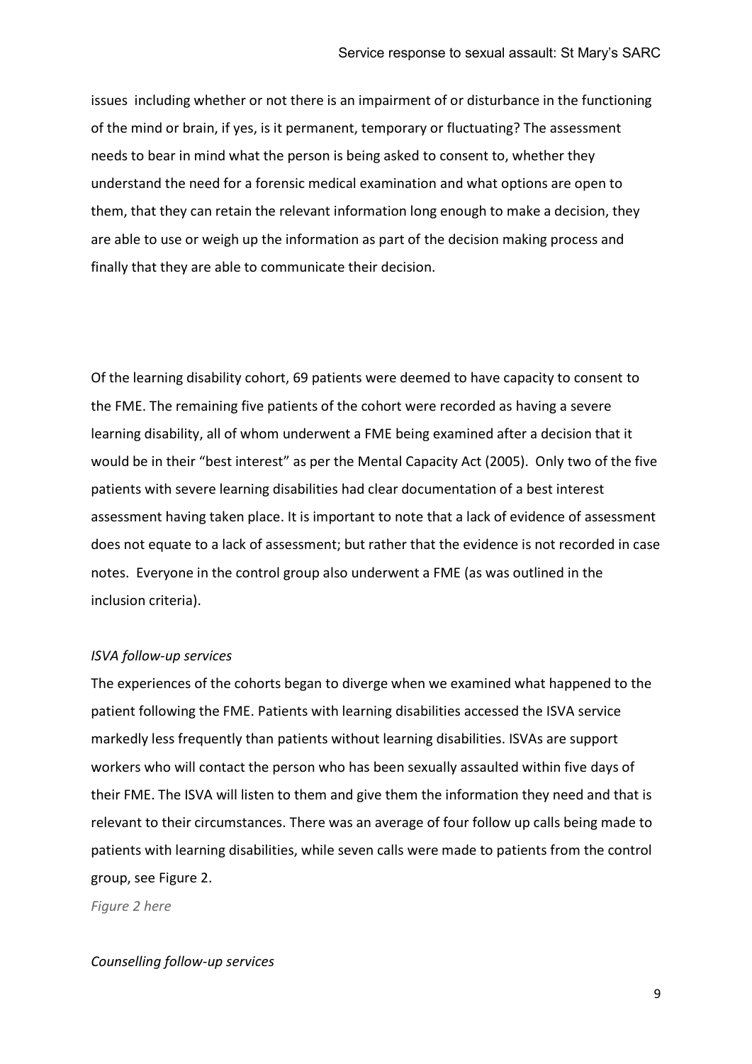issues including whether or not there is an impairment of or disturbance in the functioning of the mind or brain, if yes, is it permanent, temporary or fluctuating? The assessment needs to bear in mind what the person is being asked to consent to, whether they understand the need for a forensic medical examination and what options are open to them, that they can retain the relevant information long enough to make a decision, they are able to use or weigh up the information as part of the decision making process and finally that they are able to communicate their decision.

Of the learning disability cohort, 69 patients were deemed to have capacity to consent to the FME. The remaining five patients of the cohort were recorded as having a severe learning disability, all of whom underwent a FME being examined after a decision that it would be in their "best interest" as per the Mental Capacity Act (2005). Only two of the five patients with severe learning disabilities had clear documentation of a best interest assessment having taken place. It is important to note that a lack of evidence of assessment does not equate to a lack of assessment; but rather that the evidence is not recorded in case notes. Everyone in the control group also underwent a FME (as was outlined in the inclusion criteria).

*ISVA follow-up services*

The experiences of the cohorts began to diverge when we examined what happened to the patient following the FME. Patients with learning disabilities accessed the ISVA service markedly less frequently than patients without learning disabilities. ISVAs are support workers who will contact the person who has been sexually assaulted within five days of their FME. The ISVA will listen to them and give them the information they need and that is relevant to their circumstances. There was an average of four follow up calls being made to patients with learning disabilities, while seven calls were made to patients from the control group, see Figure 2.

*Figure 2 here*

*Counselling follow-up services*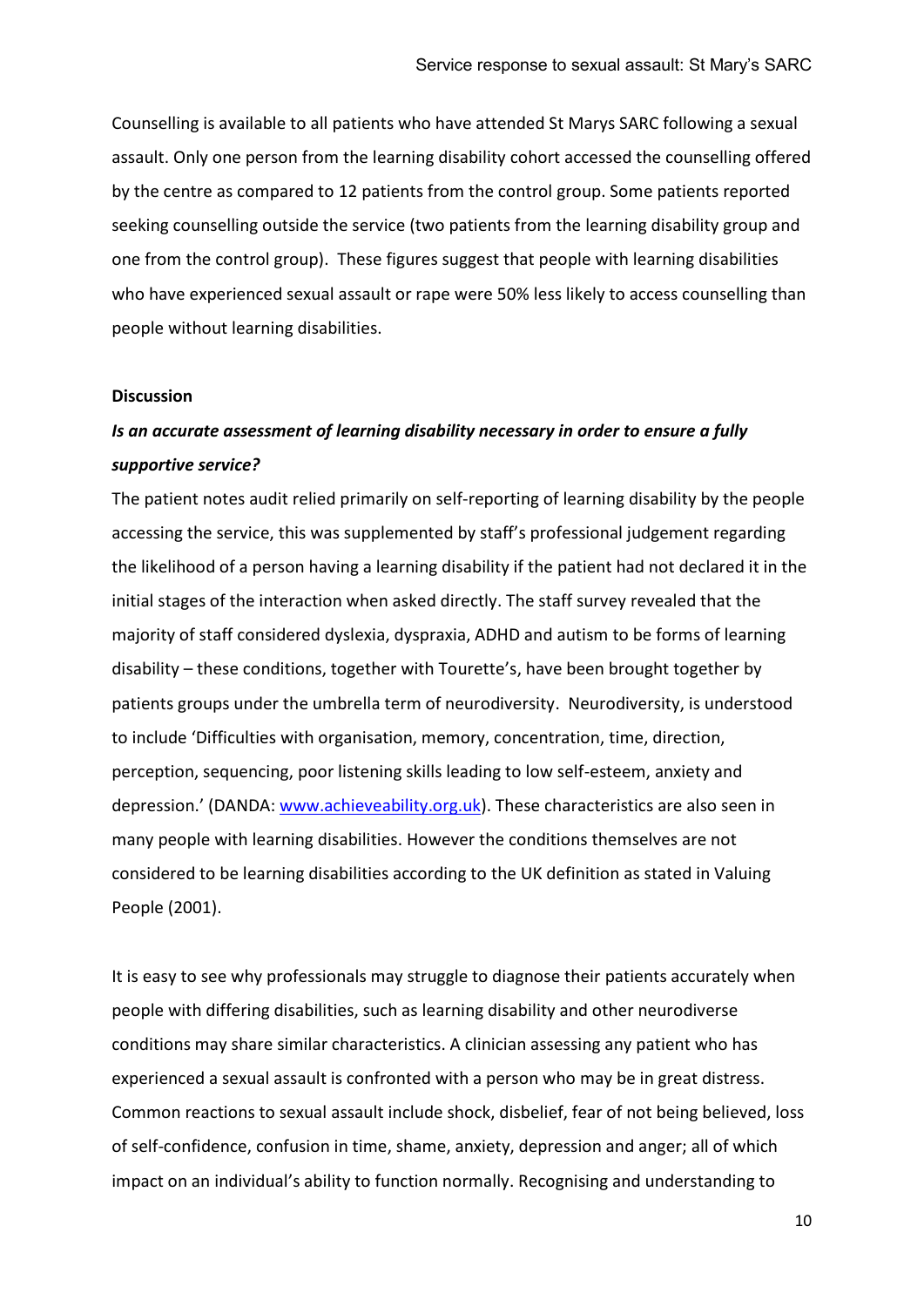Counselling is available to all patients who have attended St Marys SARC following a sexual assault. Only one person from the learning disability cohort accessed the counselling offered by the centre as compared to 12 patients from the control group. Some patients reported seeking counselling outside the service (two patients from the learning disability group and one from the control group). These figures suggest that people with learning disabilities who have experienced sexual assault or rape were 50% less likely to access counselling than people without learning disabilities.

## Discussion

### *Is an accurate assessment of learning disability necessary in order to ensure a fully supportive service?*

The patient notes audit relied primarily on self-reporting of learning disability by the people accessing the service, this was supplemented by staff's professional judgement regarding the likelihood of a person having a learning disability if the patient had not declared it in the initial stages of the interaction when asked directly. The staff survey revealed that the majority of staff considered dyslexia, dyspraxia, ADHD and autism to be forms of learning disability – these conditions, together with Tourette's, have been brought together by patients groups under the umbrella term of neurodiversity. Neurodiversity, is understood to include 'Difficulties with organisation, memory, concentration, time, direction, perception, sequencing, poor listening skills leading to low self-esteem, anxiety and depression.' (DANDA: www.achieveability.org.uk). These characteristics are also seen in many people with learning disabilities. However the conditions themselves are not considered to be learning disabilities according to the UK definition as stated in Valuing People (2001).

It is easy to see why professionals may struggle to diagnose their patients accurately when people with differing disabilities, such as learning disability and other neurodiverse conditions may share similar characteristics. A clinician assessing any patient who has experienced a sexual assault is confronted with a person who may be in great distress. Common reactions to sexual assault include shock, disbelief, fear of not being believed, loss of self-confidence, confusion in time, shame, anxiety, depression and anger; all of which impact on an individual's ability to function normally. Recognising and understanding to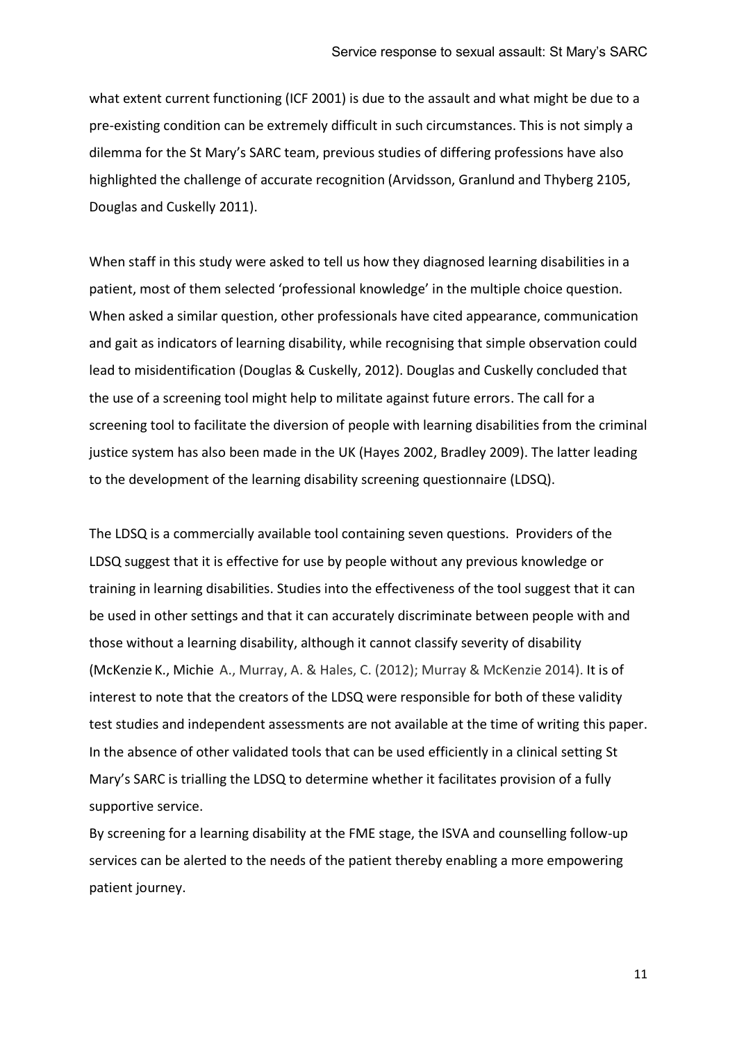what extent current functioning (ICF 2001) is due to the assault and what might be due to a pre-existing condition can be extremely difficult in such circumstances. This is not simply a dilemma for the St Mary's SARC team, previous studies of differing professions have also highlighted the challenge of accurate recognition (Arvidsson, Granlund and Thyberg 2105, Douglas and Cuskelly 2011).

When staff in this study were asked to tell us how they diagnosed learning disabilities in a patient, most of them selected 'professional knowledge' in the multiple choice question. When asked a similar question, other professionals have cited appearance, communication and gait as indicators of learning disability, while recognising that simple observation could lead to misidentification (Douglas & Cuskelly, 2012). Douglas and Cuskelly concluded that the use of a screening tool might help to militate against future errors. The call for a screening tool to facilitate the diversion of people with learning disabilities from the criminal justice system has also been made in the UK (Hayes 2002, Bradley 2009). The latter leading to the development of the learning disability screening questionnaire (LDSQ).

The LDSQ is a commercially available tool containing seven questions. Providers of the LDSQ suggest that it is effective for use by people without any previous knowledge or training in learning disabilities. Studies into the effectiveness of the tool suggest that it can be used in other settings and that it can accurately discriminate between people with and those without a learning disability, although it cannot classify severity of disability (McKenzie K., Michie A., Murray, A. & Hales, C. (2012); Murray & McKenzie 2014). It is of interest to note that the creators of the LDSQ were responsible for both of these validity test studies and independent assessments are not available at the time of writing this paper. In the absence of other validated tools that can be used efficiently in a clinical setting St Mary's SARC is trialling the LDSQ to determine whether it facilitates provision of a fully supportive service.

By screening for a learning disability at the FME stage, the ISVA and counselling follow-up services can be alerted to the needs of the patient thereby enabling a more empowering patient journey.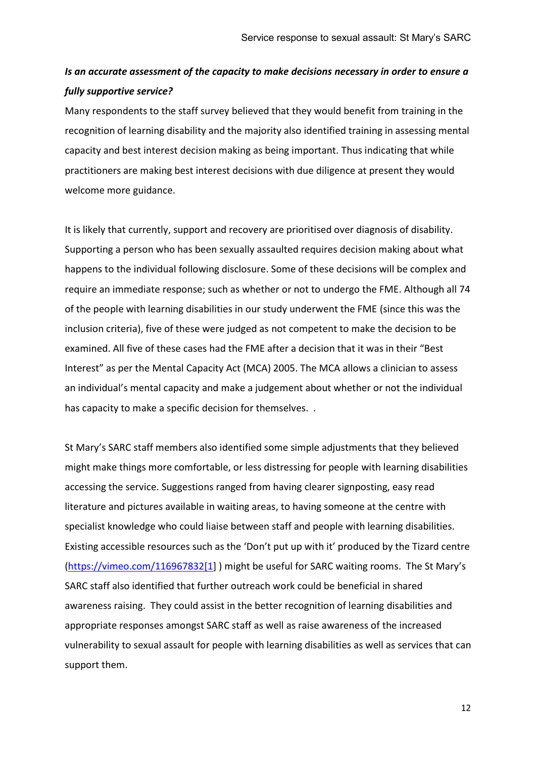***Is an accurate assessment of the capacity to make decisions necessary in order to ensure a fully supportive service?***

Many respondents to the staff survey believed that they would benefit from training in the recognition of learning disability and the majority also identified training in assessing mental capacity and best interest decision making as being important. Thus indicating that while practitioners are making best interest decisions with due diligence at present they would welcome more guidance.

It is likely that currently, support and recovery are prioritised over diagnosis of disability. Supporting a person who has been sexually assaulted requires decision making about what happens to the individual following disclosure. Some of these decisions will be complex and require an immediate response; such as whether or not to undergo the FME. Although all 74 of the people with learning disabilities in our study underwent the FME (since this was the inclusion criteria), five of these were judged as not competent to make the decision to be examined. All five of these cases had the FME after a decision that it was in their "Best Interest" as per the Mental Capacity Act (MCA) 2005. The MCA allows a clinician to assess an individual's mental capacity and make a judgement about whether or not the individual has capacity to make a specific decision for themselves. .

St Mary's SARC staff members also identified some simple adjustments that they believed might make things more comfortable, or less distressing for people with learning disabilities accessing the service. Suggestions ranged from having clearer signposting, easy read literature and pictures available in waiting areas, to having someone at the centre with specialist knowledge who could liaise between staff and people with learning disabilities. Existing accessible resources such as the 'Don't put up with it' produced by the Tizard centre (https://vimeo.com/116967832[1] ) might be useful for SARC waiting rooms. The St Mary's SARC staff also identified that further outreach work could be beneficial in shared awareness raising. They could assist in the better recognition of learning disabilities and appropriate responses amongst SARC staff as well as raise awareness of the increased vulnerability to sexual assault for people with learning disabilities as well as services that can support them.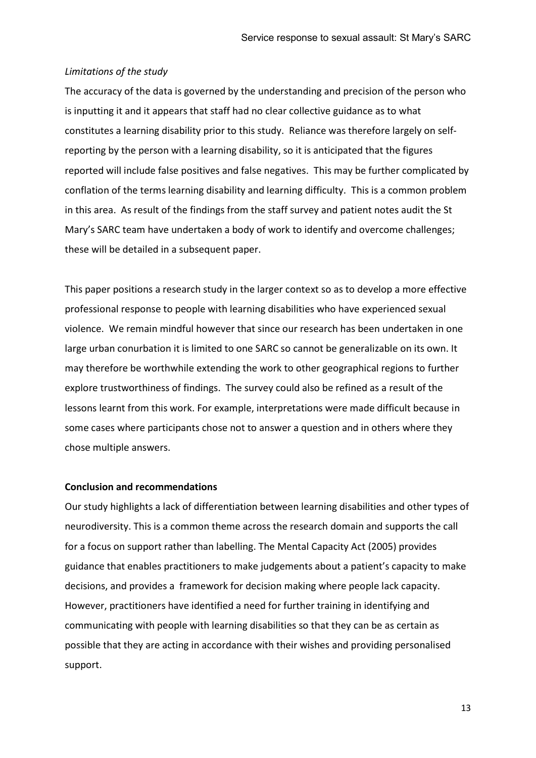*Limitations of the study*

The accuracy of the data is governed by the understanding and precision of the person who is inputting it and it appears that staff had no clear collective guidance as to what constitutes a learning disability prior to this study. Reliance was therefore largely on self-reporting by the person with a learning disability, so it is anticipated that the figures reported will include false positives and false negatives. This may be further complicated by conflation of the terms learning disability and learning difficulty. This is a common problem in this area. As result of the findings from the staff survey and patient notes audit the St Mary's SARC team have undertaken a body of work to identify and overcome challenges; these will be detailed in a subsequent paper.

This paper positions a research study in the larger context so as to develop a more effective professional response to people with learning disabilities who have experienced sexual violence. We remain mindful however that since our research has been undertaken in one large urban conurbation it is limited to one SARC so cannot be generalizable on its own. It may therefore be worthwhile extending the work to other geographical regions to further explore trustworthiness of findings. The survey could also be refined as a result of the lessons learnt from this work. For example, interpretations were made difficult because in some cases where participants chose not to answer a question and in others where they chose multiple answers.

**Conclusion and recommendations**

Our study highlights a lack of differentiation between learning disabilities and other types of neurodiversity. This is a common theme across the research domain and supports the call for a focus on support rather than labelling. The Mental Capacity Act (2005) provides guidance that enables practitioners to make judgements about a patient's capacity to make decisions, and provides a framework for decision making where people lack capacity. However, practitioners have identified a need for further training in identifying and communicating with people with learning disabilities so that they can be as certain as possible that they are acting in accordance with their wishes and providing personalised support.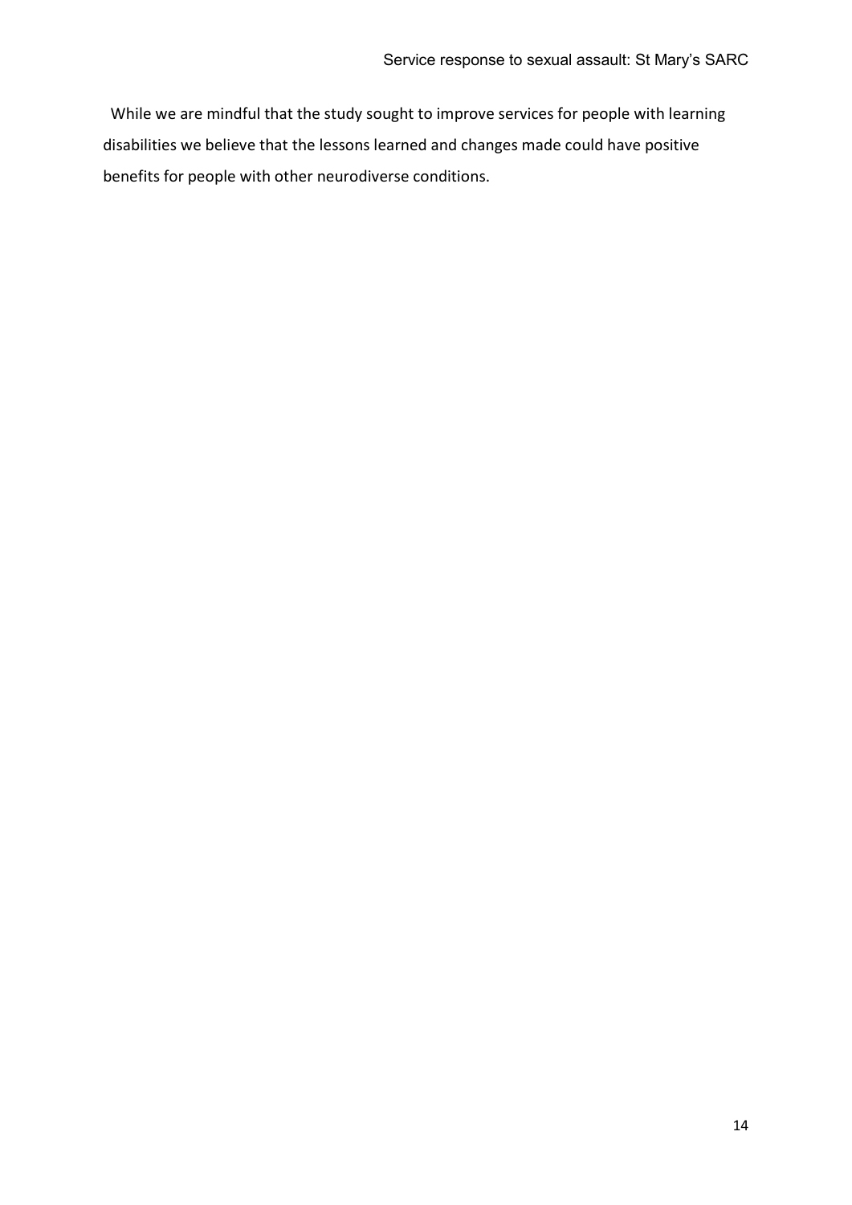While we are mindful that the study sought to improve services for people with learning disabilities we believe that the lessons learned and changes made could have positive benefits for people with other neurodiverse conditions.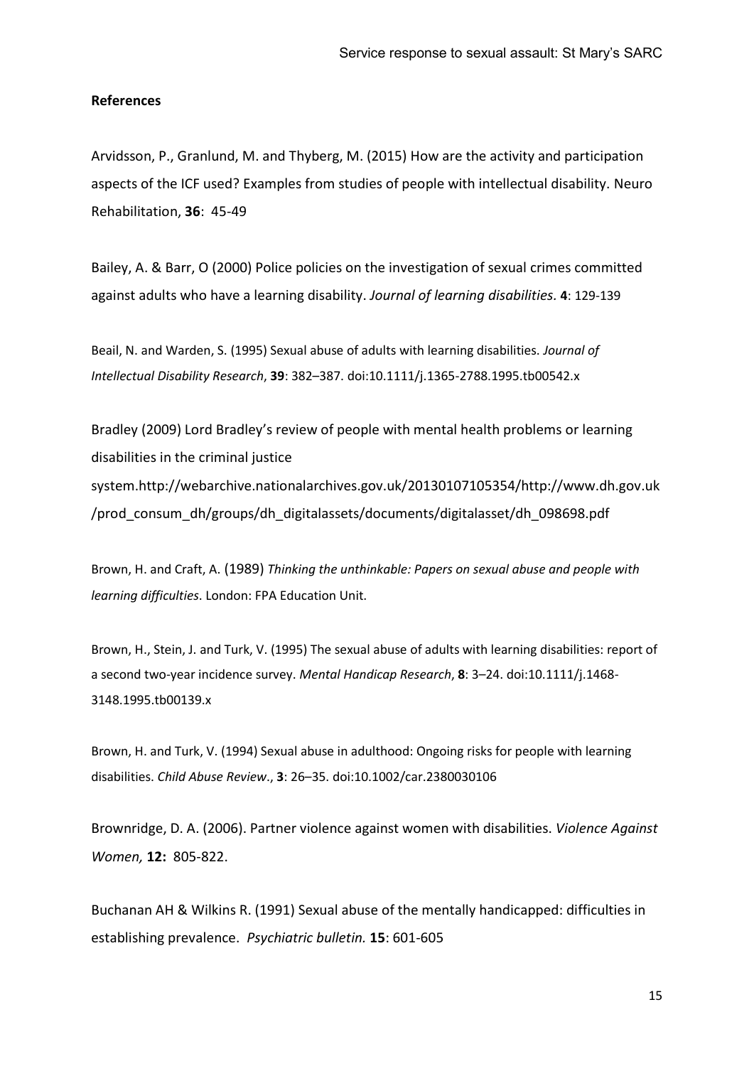**References**

Arvidsson, P., Granlund, M. and Thyberg, M. (2015) How are the activity and participation aspects of the ICF used? Examples from studies of people with intellectual disability. Neuro Rehabilitation, **36**: 45-49

Bailey, A. & Barr, O (2000) Police policies on the investigation of sexual crimes committed against adults who have a learning disability. *Journal of learning disabilities.* **4**: 129-139

Beail, N. and Warden, S. (1995) Sexual abuse of adults with learning disabilities. *Journal of Intellectual Disability Research*, **39**: 382–387. doi:10.1111/j.1365-2788.1995.tb00542.x

Bradley (2009) Lord Bradley's review of people with mental health problems or learning disabilities in the criminal justice system.http://webarchive.nationalarchives.gov.uk/20130107105354/http://www.dh.gov.uk/prod_consum_dh/groups/dh_digitalassets/documents/digitalasset/dh_098698.pdf

Brown, H. and Craft, A. (1989) *Thinking the unthinkable: Papers on sexual abuse and people with learning difficulties*. London: FPA Education Unit.

Brown, H., Stein, J. and Turk, V. (1995) The sexual abuse of adults with learning disabilities: report of a second two-year incidence survey. *Mental Handicap Research*, **8**: 3–24. doi:10.1111/j.1468-3148.1995.tb00139.x

Brown, H. and Turk, V. (1994) Sexual abuse in adulthood: Ongoing risks for people with learning disabilities. *Child Abuse Review*., **3**: 26–35. doi:10.1002/car.2380030106

Brownridge, D. A. (2006). Partner violence against women with disabilities. *Violence Against Women,* **12:** 805-822.

Buchanan AH & Wilkins R. (1991) Sexual abuse of the mentally handicapped: difficulties in establishing prevalence. *Psychiatric bulletin.* **15**: 601-605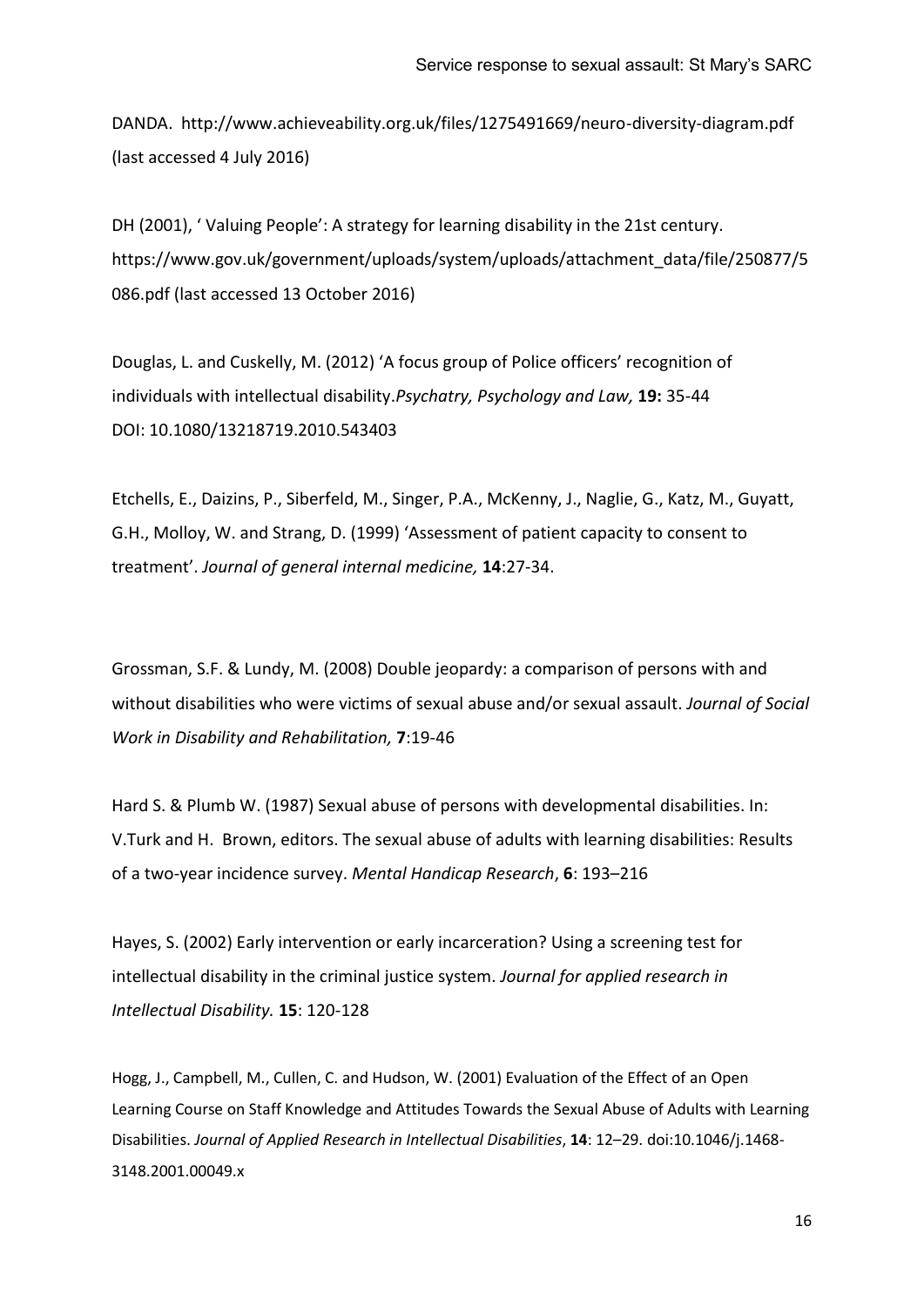DANDA. http://www.achieveability.org.uk/files/1275491669/neuro-diversity-diagram.pdf (last accessed 4 July 2016)

DH (2001), ' Valuing People': A strategy for learning disability in the 21st century. https://www.gov.uk/government/uploads/system/uploads/attachment_data/file/250877/5086.pdf (last accessed 13 October 2016)

Douglas, L. and Cuskelly, M. (2012) 'A focus group of Police officers' recognition of individuals with intellectual disability.*Psychatry, Psychology and Law,* **19:** 35-44 DOI: 10.1080/13218719.2010.543403

Etchells, E., Daizins, P., Siberfeld, M., Singer, P.A., McKenny, J., Naglie, G., Katz, M., Guyatt, G.H., Molloy, W. and Strang, D. (1999) 'Assessment of patient capacity to consent to treatment'. *Journal of general internal medicine,* **14**:27-34.

Grossman, S.F. & Lundy, M. (2008) Double jeopardy: a comparison of persons with and without disabilities who were victims of sexual abuse and/or sexual assault. *Journal of Social Work in Disability and Rehabilitation,* **7**:19-46

Hard S. & Plumb W. (1987) Sexual abuse of persons with developmental disabilities. In: V.Turk and H. Brown, editors. The sexual abuse of adults with learning disabilities: Results of a two-year incidence survey. *Mental Handicap Research*, **6**: 193–216

Hayes, S. (2002) Early intervention or early incarceration? Using a screening test for intellectual disability in the criminal justice system. *Journal for applied research in Intellectual Disability.* **15**: 120-128

Hogg, J., Campbell, M., Cullen, C. and Hudson, W. (2001) Evaluation of the Effect of an Open Learning Course on Staff Knowledge and Attitudes Towards the Sexual Abuse of Adults with Learning Disabilities. *Journal of Applied Research in Intellectual Disabilities*, **14**: 12–29. doi:10.1046/j.1468-3148.2001.00049.x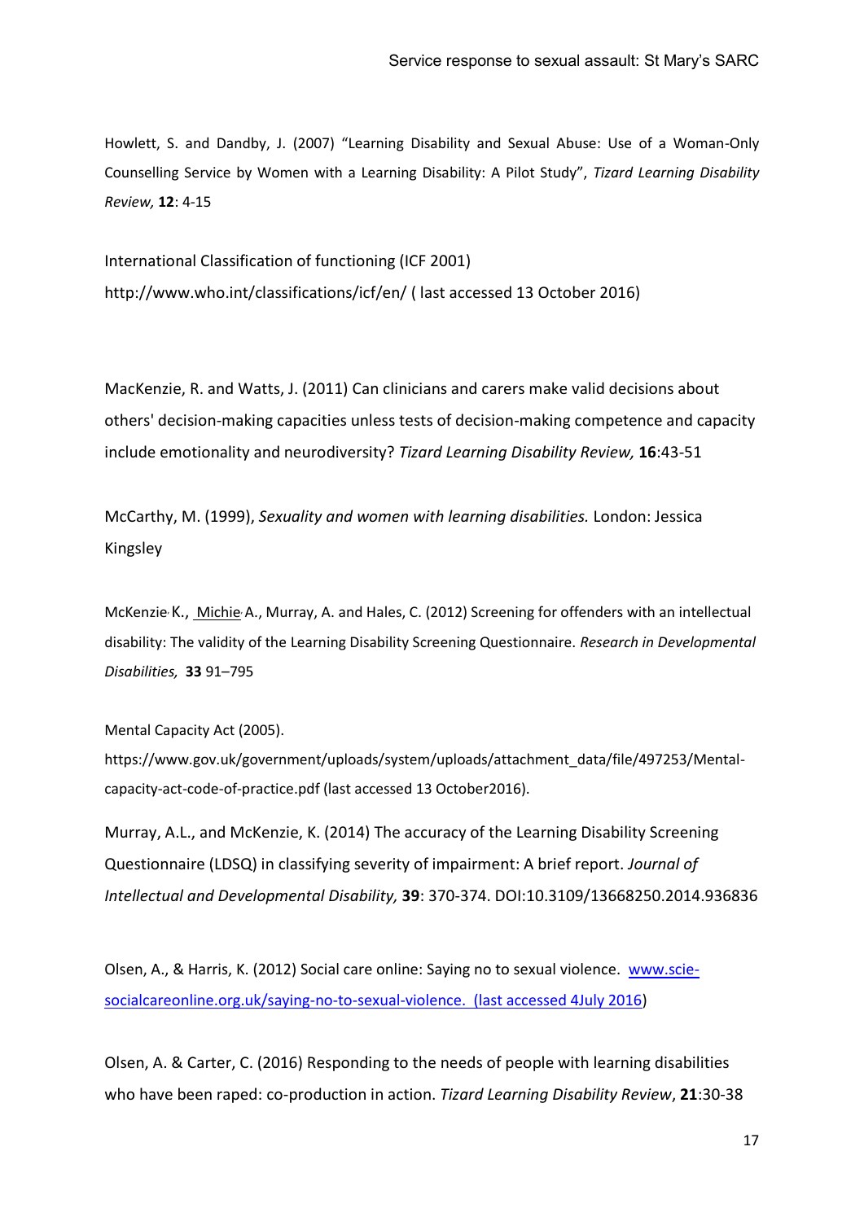Howlett, S. and Dandby, J. (2007) "Learning Disability and Sexual Abuse: Use of a Woman-Only Counselling Service by Women with a Learning Disability: A Pilot Study", *Tizard Learning Disability Review,* **12**: 4-15

International Classification of functioning (ICF 2001) http://www.who.int/classifications/icf/en/ ( last accessed 13 October 2016)

MacKenzie, R. and Watts, J. (2011) Can clinicians and carers make valid decisions about others' decision-making capacities unless tests of decision-making competence and capacity include emotionality and neurodiversity? *Tizard Learning Disability Review,* **16**:43-51

McCarthy, M. (1999), *Sexuality and women with learning disabilities.* London: Jessica Kingsley

McKenzie, K., Michie, A., Murray, A. and Hales, C. (2012) Screening for offenders with an intellectual disability: The validity of the Learning Disability Screening Questionnaire. *Research in Developmental Disabilities,* **33** 91–795

Mental Capacity Act (2005). https://www.gov.uk/government/uploads/system/uploads/attachment_data/file/497253/Mental-capacity-act-code-of-practice.pdf (last accessed 13 October2016).

Murray, A.L., and McKenzie, K. (2014) The accuracy of the Learning Disability Screening Questionnaire (LDSQ) in classifying severity of impairment: A brief report. *Journal of Intellectual and Developmental Disability,* **39**: 370-374. DOI:10.3109/13668250.2014.936836

Olsen, A., & Harris, K. (2012) Social care online: Saying no to sexual violence. www.scie-socialcareonline.org.uk/saying-no-to-sexual-violence. (last accessed 4July 2016)

Olsen, A. & Carter, C. (2016) Responding to the needs of people with learning disabilities who have been raped: co-production in action. *Tizard Learning Disability Review*, **21**:30-38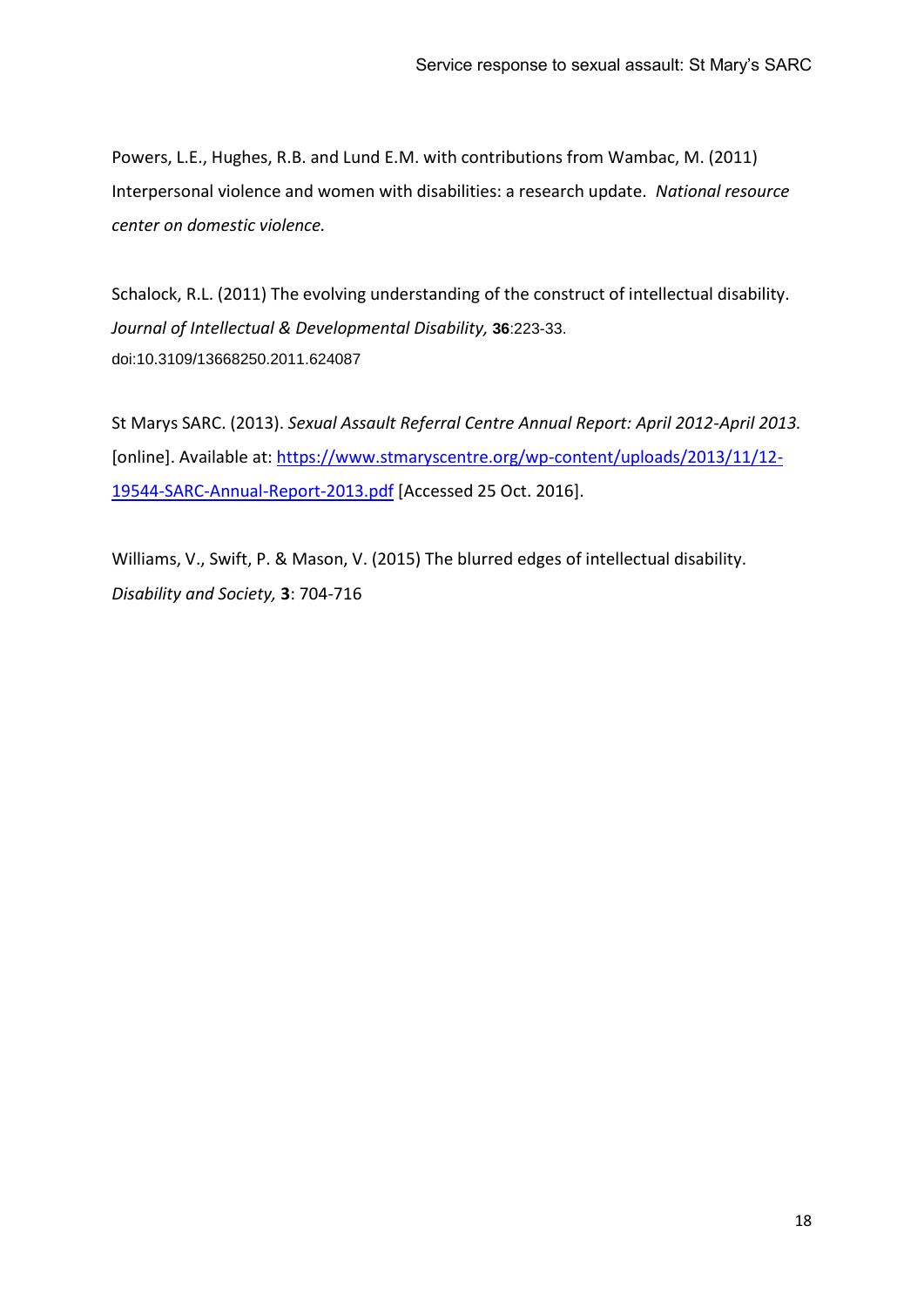Powers, L.E., Hughes, R.B. and Lund E.M. with contributions from Wambac, M. (2011) Interpersonal violence and women with disabilities: a research update. *National resource center on domestic violence.*

Schalock, R.L. (2011) The evolving understanding of the construct of intellectual disability. *Journal of Intellectual & Developmental Disability,* **36**:223-33. doi:10.3109/13668250.2011.624087

St Marys SARC. (2013). *Sexual Assault Referral Centre Annual Report: April 2012-April 2013.* [online]. Available at: [https://www.stmaryscentre.org/wp-content/uploads/2013/11/12-19544-SARC-Annual-Report-2013.pdf](https://www.stmaryscentre.org/wp-content/uploads/2013/11/12-19544-SARC-Annual-Report-2013.pdf) [Accessed 25 Oct. 2016].

Williams, V., Swift, P. & Mason, V. (2015) The blurred edges of intellectual disability. *Disability and Society,* **3**: 704-716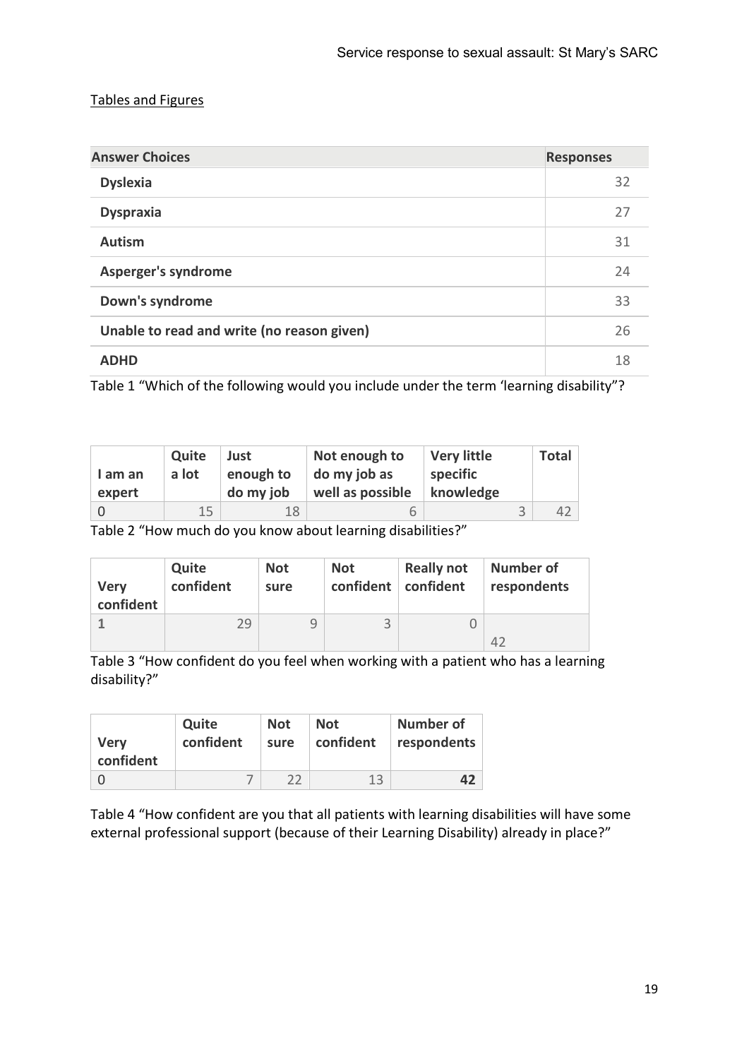Tables and Figures

| Answer Choices | Responses |
|---|---|
| **Dyslexia** | 32 |
| **Dyspraxia** | 27 |
| **Autism** | 31 |
| **Asperger's syndrome** | 24 |
| **Down's syndrome** | 33 |
| **Unable to read and write (no reason given)** | 26 |
| **ADHD** | 18 |

Table 1 "Which of the following would you include under the term 'learning disability"?

| I am an expert | Quite a lot | Just enough to do my job | Not enough to do my job as well as possible | Very little specific knowledge | Total |
|---|---|---|---|---|---|
| 0 | 15 | 18 | 6 | 3 | 42 |

Table 2 "How much do you know about learning disabilities?"

| Very confident | Quite confident | Not sure | Not confident | Really not confident | Number of respondents |
|---|---|---|---|---|---|
| 1 | 29 | 9 | 3 | 0 | 42 |

Table 3 "How confident do you feel when working with a patient who has a learning disability?"

| Very confident | Quite confident | Not sure | Not confident | Number of respondents |
|---|---|---|---|---|
| 0 | 7 | 22 | 13 | **42** |

Table 4 "How confident are you that all patients with learning disabilities will have some external professional support (because of their Learning Disability) already in place?"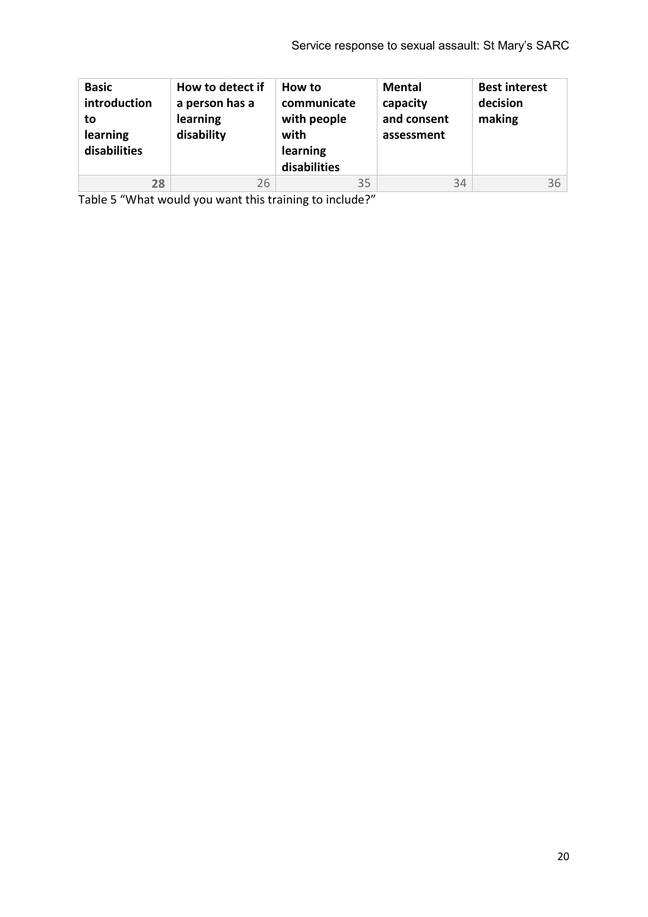| Basic introduction to learning disabilities | How to detect if a person has a learning disability | How to communicate with people with learning disabilities | Mental capacity and consent assessment | Best interest decision making |
| --- | --- | --- | --- | --- |
| 28 | 26 | 35 | 34 | 36 |

Table 5 "What would you want this training to include?"